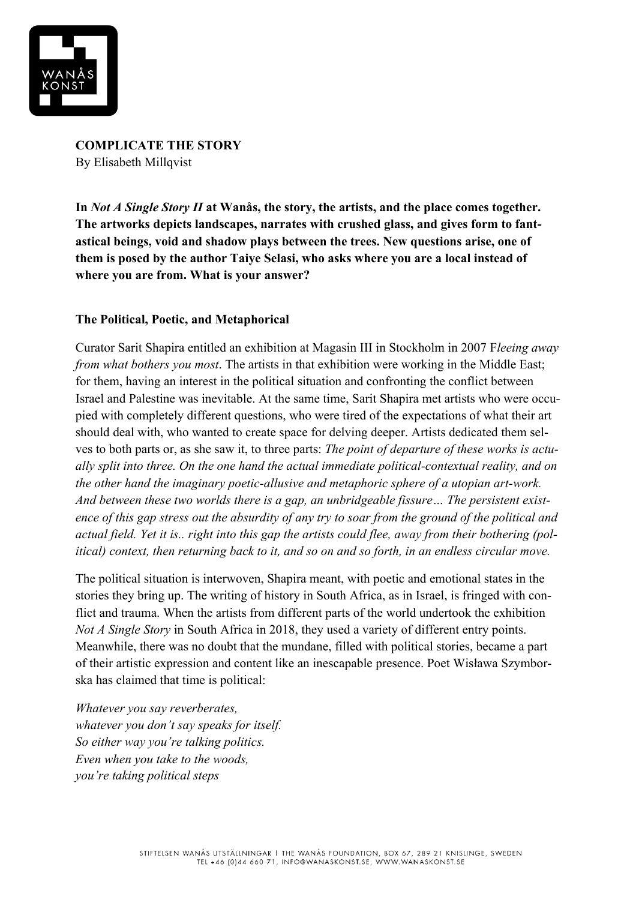**COMPLICATE THE STORY**
By Elisabeth Millqvist

**In *Not A Single Story II* at Wanås, the story, the artists, and the place comes together. The artworks depicts landscapes, narrates with crushed glass, and gives form to fantastical beings, void and shadow plays between the trees. New questions arise, one of them is posed by the author Taiye Selasi, who asks where you are a local instead of where you are from. What is your answer?**

## The Political, Poetic, and Metaphorical

Curator Sarit Shapira entitled an exhibition at Magasin III in Stockholm in 2007 F*leeing away from what bothers you most*. The artists in that exhibition were working in the Middle East; for them, having an interest in the political situation and confronting the conflict between Israel and Palestine was inevitable. At the same time, Sarit Shapira met artists who were occupied with completely different questions, who were tired of the expectations of what their art should deal with, who wanted to create space for delving deeper. Artists dedicated them selves to both parts or, as she saw it, to three parts: *The point of departure of these works is actually split into three. On the one hand the actual immediate political-contextual reality, and on the other hand the imaginary poetic-allusive and metaphoric sphere of a utopian art-work. And between these two worlds there is a gap, an unbridgeable fissure… The persistent existence of this gap stress out the absurdity of any try to soar from the ground of the political and actual field. Yet it is.. right into this gap the artists could flee, away from their bothering (political) context, then returning back to it, and so on and so forth, in an endless circular move.*

The political situation is interwoven, Shapira meant, with poetic and emotional states in the stories they bring up. The writing of history in South Africa, as in Israel, is fringed with conflict and trauma. When the artists from different parts of the world undertook the exhibition *Not A Single Story* in South Africa in 2018, they used a variety of different entry points. Meanwhile, there was no doubt that the mundane, filled with political stories, became a part of their artistic expression and content like an inescapable presence. Poet Wisława Szymborska has claimed that time is political:

*Whatever you say reverberates,*
*whatever you don't say speaks for itself.*
*So either way you're talking politics.*
*Even when you take to the woods,*
*you're taking political steps*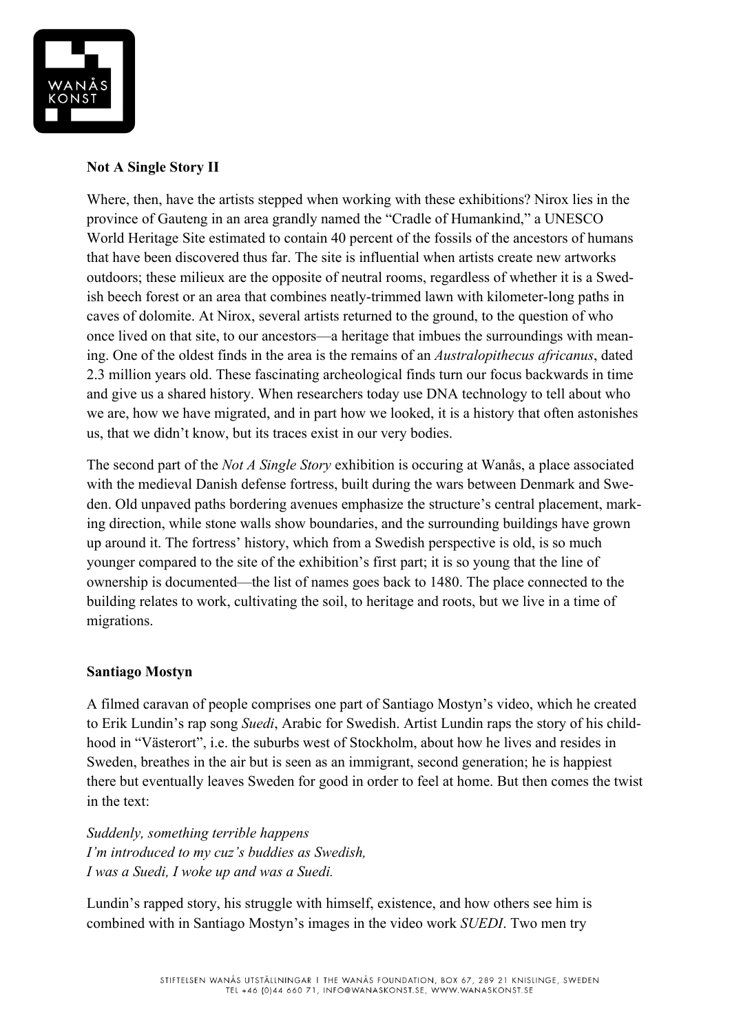**Not A Single Story II**

Where, then, have the artists stepped when working with these exhibitions? Nirox lies in the province of Gauteng in an area grandly named the "Cradle of Humankind," a UNESCO World Heritage Site estimated to contain 40 percent of the fossils of the ancestors of humans that have been discovered thus far. The site is influential when artists create new artworks outdoors; these milieux are the opposite of neutral rooms, regardless of whether it is a Swedish beech forest or an area that combines neatly-trimmed lawn with kilometer-long paths in caves of dolomite. At Nirox, several artists returned to the ground, to the question of who once lived on that site, to our ancestors—a heritage that imbues the surroundings with meaning. One of the oldest finds in the area is the remains of an *Australopithecus africanus*, dated 2.3 million years old. These fascinating archeological finds turn our focus backwards in time and give us a shared history. When researchers today use DNA technology to tell about who we are, how we have migrated, and in part how we looked, it is a history that often astonishes us, that we didn't know, but its traces exist in our very bodies.

The second part of the *Not A Single Story* exhibition is occuring at Wanås, a place associated with the medieval Danish defense fortress, built during the wars between Denmark and Sweden. Old unpaved paths bordering avenues emphasize the structure's central placement, marking direction, while stone walls show boundaries, and the surrounding buildings have grown up around it. The fortress' history, which from a Swedish perspective is old, is so much younger compared to the site of the exhibition's first part; it is so young that the line of ownership is documented—the list of names goes back to 1480. The place connected to the building relates to work, cultivating the soil, to heritage and roots, but we live in a time of migrations.

**Santiago Mostyn**

A filmed caravan of people comprises one part of Santiago Mostyn's video, which he created to Erik Lundin's rap song *Suedi*, Arabic for Swedish. Artist Lundin raps the story of his childhood in "Västerort", i.e. the suburbs west of Stockholm, about how he lives and resides in Sweden, breathes in the air but is seen as an immigrant, second generation; he is happiest there but eventually leaves Sweden for good in order to feel at home. But then comes the twist in the text:

*Suddenly, something terrible happens*
*I'm introduced to my cuz's buddies as Swedish,*
*I was a Suedi, I woke up and was a Suedi.*

Lundin's rapped story, his struggle with himself, existence, and how others see him is combined with in Santiago Mostyn's images in the video work *SUEDI*. Two men try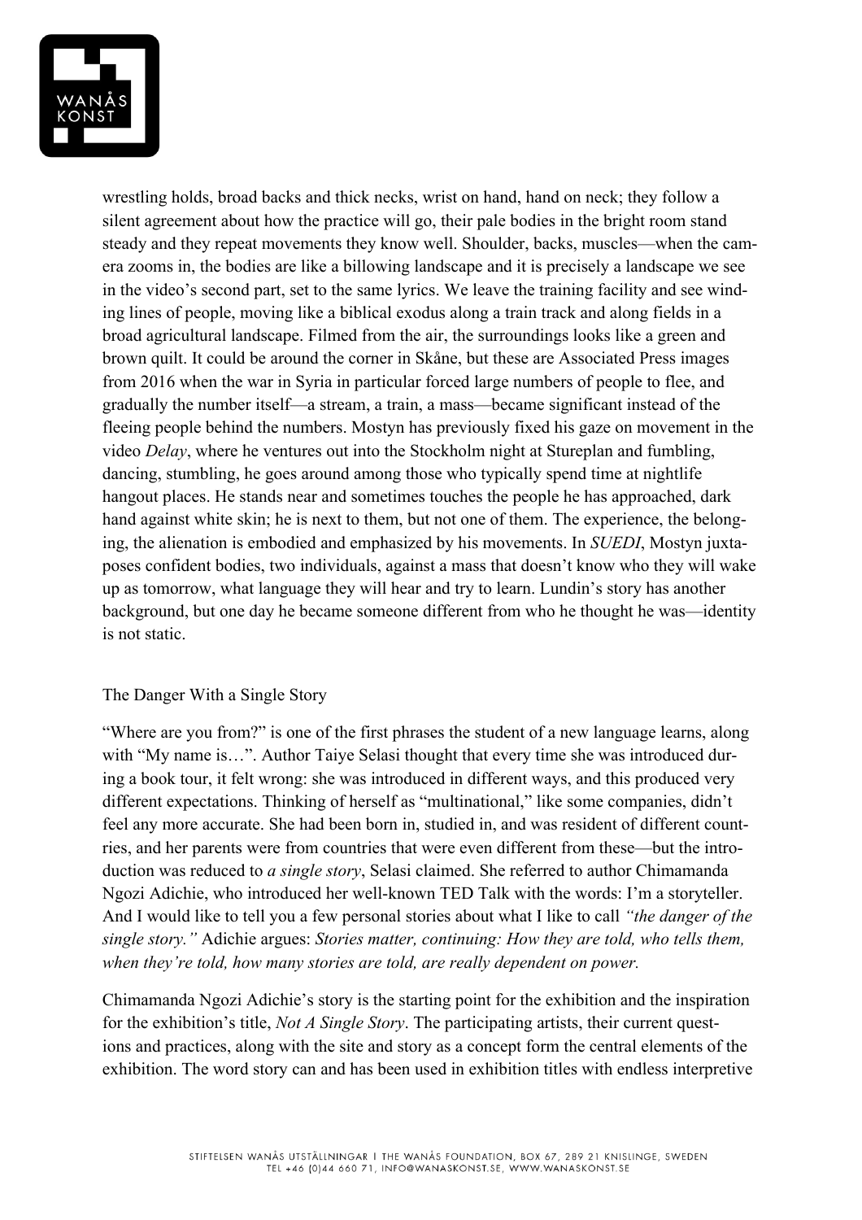wrestling holds, broad backs and thick necks, wrist on hand, hand on neck; they follow a silent agreement about how the practice will go, their pale bodies in the bright room stand steady and they repeat movements they know well. Shoulder, backs, muscles—when the camera zooms in, the bodies are like a billowing landscape and it is precisely a landscape we see in the video's second part, set to the same lyrics. We leave the training facility and see winding lines of people, moving like a biblical exodus along a train track and along fields in a broad agricultural landscape. Filmed from the air, the surroundings looks like a green and brown quilt. It could be around the corner in Skåne, but these are Associated Press images from 2016 when the war in Syria in particular forced large numbers of people to flee, and gradually the number itself—a stream, a train, a mass—became significant instead of the fleeing people behind the numbers. Mostyn has previously fixed his gaze on movement in the video *Delay*, where he ventures out into the Stockholm night at Stureplan and fumbling, dancing, stumbling, he goes around among those who typically spend time at nightlife hangout places. He stands near and sometimes touches the people he has approached, dark hand against white skin; he is next to them, but not one of them. The experience, the belonging, the alienation is embodied and emphasized by his movements. In *SUEDI*, Mostyn juxtaposes confident bodies, two individuals, against a mass that doesn't know who they will wake up as tomorrow, what language they will hear and try to learn. Lundin's story has another background, but one day he became someone different from who he thought he was—identity is not static.

## The Danger With a Single Story

"Where are you from?" is one of the first phrases the student of a new language learns, along with "My name is…". Author Taiye Selasi thought that every time she was introduced during a book tour, it felt wrong: she was introduced in different ways, and this produced very different expectations. Thinking of herself as "multinational," like some companies, didn't feel any more accurate. She had been born in, studied in, and was resident of different countries, and her parents were from countries that were even different from these—but the introduction was reduced to *a single story*, Selasi claimed. She referred to author Chimamanda Ngozi Adichie, who introduced her well-known TED Talk with the words: I'm a storyteller. And I would like to tell you a few personal stories about what I like to call *"the danger of the single story."* Adichie argues: *Stories matter, continuing: How they are told, who tells them, when they're told, how many stories are told, are really dependent on power.*

Chimamanda Ngozi Adichie's story is the starting point for the exhibition and the inspiration for the exhibition's title, *Not A Single Story*. The participating artists, their current questions and practices, along with the site and story as a concept form the central elements of the exhibition. The word story can and has been used in exhibition titles with endless interpretive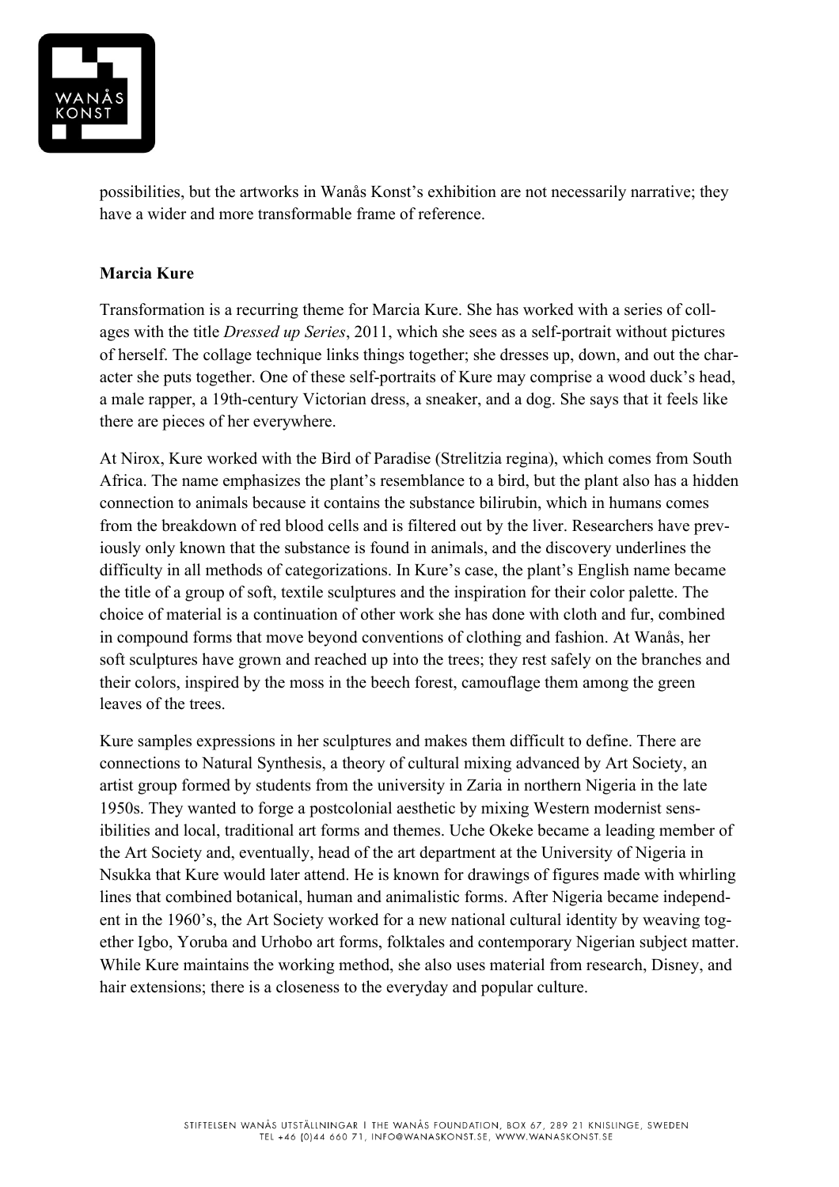possibilities, but the artworks in Wanås Konst's exhibition are not necessarily narrative; they have a wider and more transformable frame of reference.

**Marcia Kure**

Transformation is a recurring theme for Marcia Kure. She has worked with a series of collages with the title *Dressed up Series*, 2011, which she sees as a self-portrait without pictures of herself. The collage technique links things together; she dresses up, down, and out the character she puts together. One of these self-portraits of Kure may comprise a wood duck's head, a male rapper, a 19th-century Victorian dress, a sneaker, and a dog. She says that it feels like there are pieces of her everywhere.

At Nirox, Kure worked with the Bird of Paradise (Strelitzia regina), which comes from South Africa. The name emphasizes the plant's resemblance to a bird, but the plant also has a hidden connection to animals because it contains the substance bilirubin, which in humans comes from the breakdown of red blood cells and is filtered out by the liver. Researchers have previously only known that the substance is found in animals, and the discovery underlines the difficulty in all methods of categorizations. In Kure's case, the plant's English name became the title of a group of soft, textile sculptures and the inspiration for their color palette. The choice of material is a continuation of other work she has done with cloth and fur, combined in compound forms that move beyond conventions of clothing and fashion. At Wanås, her soft sculptures have grown and reached up into the trees; they rest safely on the branches and their colors, inspired by the moss in the beech forest, camouflage them among the green leaves of the trees.

Kure samples expressions in her sculptures and makes them difficult to define. There are connections to Natural Synthesis, a theory of cultural mixing advanced by Art Society, an artist group formed by students from the university in Zaria in northern Nigeria in the late 1950s. They wanted to forge a postcolonial aesthetic by mixing Western modernist sensibilities and local, traditional art forms and themes. Uche Okeke became a leading member of the Art Society and, eventually, head of the art department at the University of Nigeria in Nsukka that Kure would later attend. He is known for drawings of figures made with whirling lines that combined botanical, human and animalistic forms. After Nigeria became independent in the 1960's, the Art Society worked for a new national cultural identity by weaving together Igbo, Yoruba and Urhobo art forms, folktales and contemporary Nigerian subject matter. While Kure maintains the working method, she also uses material from research, Disney, and hair extensions; there is a closeness to the everyday and popular culture.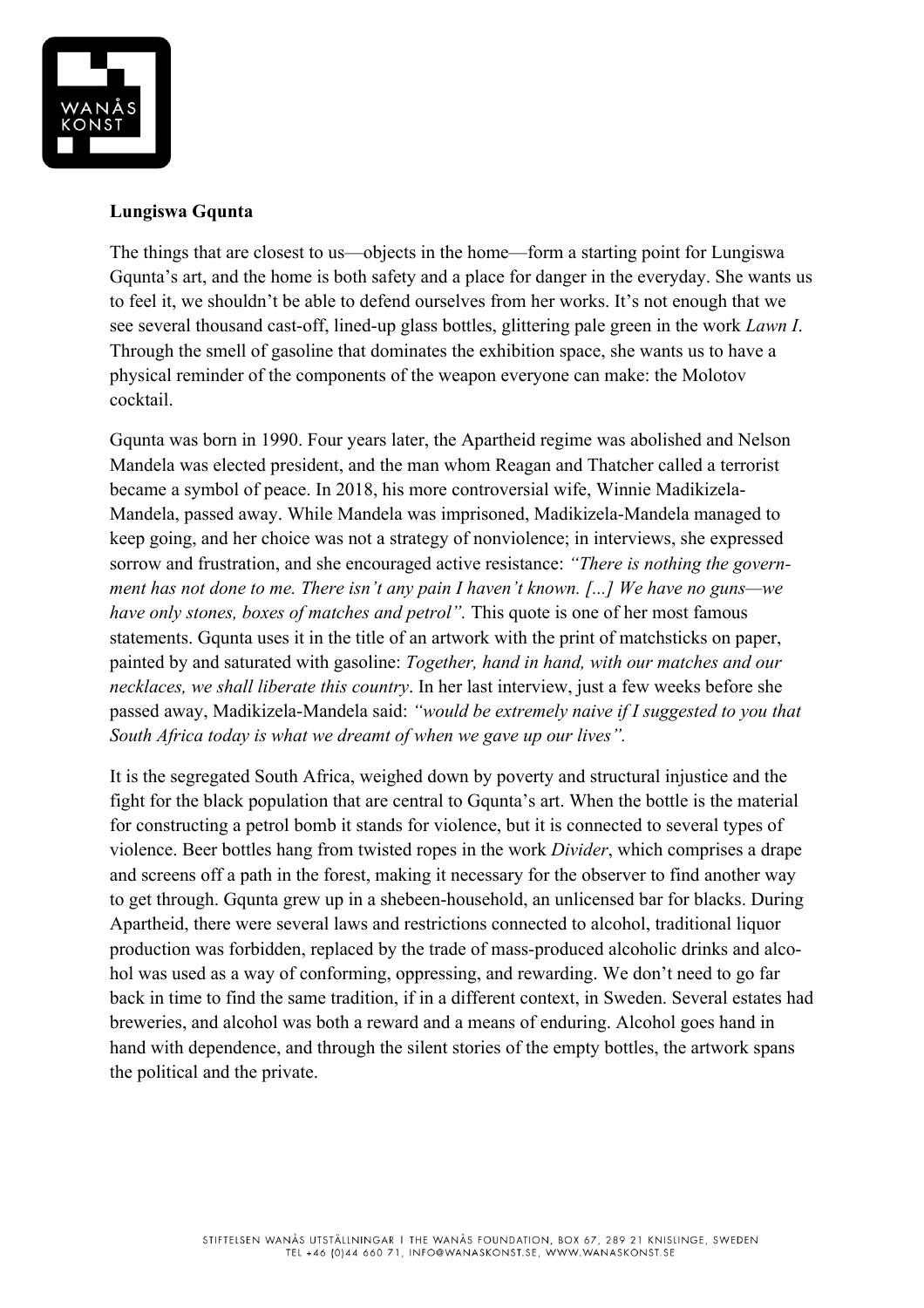**Lungiswa Gqunta**

The things that are closest to us—objects in the home—form a starting point for Lungiswa Gqunta's art, and the home is both safety and a place for danger in the everyday. She wants us to feel it, we shouldn't be able to defend ourselves from her works. It's not enough that we see several thousand cast-off, lined-up glass bottles, glittering pale green in the work *Lawn I*. Through the smell of gasoline that dominates the exhibition space, she wants us to have a physical reminder of the components of the weapon everyone can make: the Molotov cocktail.

Gqunta was born in 1990. Four years later, the Apartheid regime was abolished and Nelson Mandela was elected president, and the man whom Reagan and Thatcher called a terrorist became a symbol of peace. In 2018, his more controversial wife, Winnie Madikizela-Mandela, passed away. While Mandela was imprisoned, Madikizela-Mandela managed to keep going, and her choice was not a strategy of nonviolence; in interviews, she expressed sorrow and frustration, and she encouraged active resistance: *"There is nothing the government has not done to me. There isn't any pain I haven't known. [...] We have no guns—we have only stones, boxes of matches and petrol".* This quote is one of her most famous statements. Gqunta uses it in the title of an artwork with the print of matchsticks on paper, painted by and saturated with gasoline: *Together, hand in hand, with our matches and our necklaces, we shall liberate this country*. In her last interview, just a few weeks before she passed away, Madikizela-Mandela said: *"would be extremely naive if I suggested to you that South Africa today is what we dreamt of when we gave up our lives".*

It is the segregated South Africa, weighed down by poverty and structural injustice and the fight for the black population that are central to Gqunta's art. When the bottle is the material for constructing a petrol bomb it stands for violence, but it is connected to several types of violence. Beer bottles hang from twisted ropes in the work *Divider*, which comprises a drape and screens off a path in the forest, making it necessary for the observer to find another way to get through. Gqunta grew up in a shebeen-household, an unlicensed bar for blacks. During Apartheid, there were several laws and restrictions connected to alcohol, traditional liquor production was forbidden, replaced by the trade of mass-produced alcoholic drinks and alcohol was used as a way of conforming, oppressing, and rewarding. We don't need to go far back in time to find the same tradition, if in a different context, in Sweden. Several estates had breweries, and alcohol was both a reward and a means of enduring. Alcohol goes hand in hand with dependence, and through the silent stories of the empty bottles, the artwork spans the political and the private.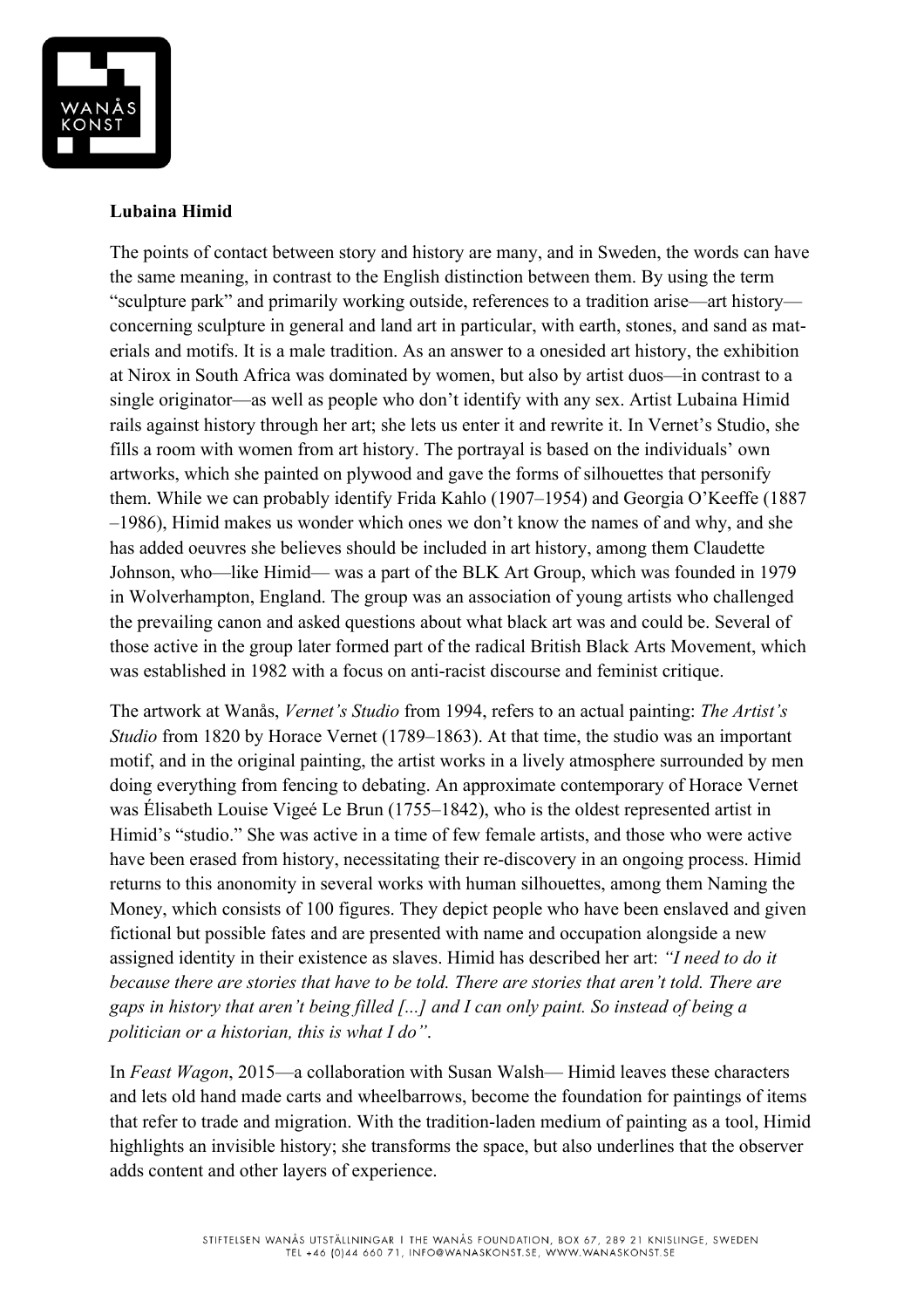**Lubaina Himid**

The points of contact between story and history are many, and in Sweden, the words can have the same meaning, in contrast to the English distinction between them. By using the term "sculpture park" and primarily working outside, references to a tradition arise—art history—concerning sculpture in general and land art in particular, with earth, stones, and sand as materials and motifs. It is a male tradition. As an answer to a onesided art history, the exhibition at Nirox in South Africa was dominated by women, but also by artist duos—in contrast to a single originator—as well as people who don't identify with any sex. Artist Lubaina Himid rails against history through her art; she lets us enter it and rewrite it. In Vernet's Studio, she fills a room with women from art history. The portrayal is based on the individuals' own artworks, which she painted on plywood and gave the forms of silhouettes that personify them. While we can probably identify Frida Kahlo (1907–1954) and Georgia O'Keeffe (1887–1986), Himid makes us wonder which ones we don't know the names of and why, and she has added oeuvres she believes should be included in art history, among them Claudette Johnson, who—like Himid— was a part of the BLK Art Group, which was founded in 1979 in Wolverhampton, England. The group was an association of young artists who challenged the prevailing canon and asked questions about what black art was and could be. Several of those active in the group later formed part of the radical British Black Arts Movement, which was established in 1982 with a focus on anti-racist discourse and feminist critique.

The artwork at Wanås, *Vernet's Studio* from 1994, refers to an actual painting: *The Artist's Studio* from 1820 by Horace Vernet (1789–1863). At that time, the studio was an important motif, and in the original painting, the artist works in a lively atmosphere surrounded by men doing everything from fencing to debating. An approximate contemporary of Horace Vernet was Élisabeth Louise Vigeé Le Brun (1755–1842), who is the oldest represented artist in Himid's "studio." She was active in a time of few female artists, and those who were active have been erased from history, necessitating their re-discovery in an ongoing process. Himid returns to this anonomity in several works with human silhouettes, among them Naming the Money, which consists of 100 figures. They depict people who have been enslaved and given fictional but possible fates and are presented with name and occupation alongside a new assigned identity in their existence as slaves. Himid has described her art: *"I need to do it because there are stories that have to be told. There are stories that aren't told. There are gaps in history that aren't being filled [...] and I can only paint. So instead of being a politician or a historian, this is what I do"*.

In *Feast Wagon*, 2015—a collaboration with Susan Walsh— Himid leaves these characters and lets old hand made carts and wheelbarrows, become the foundation for paintings of items that refer to trade and migration. With the tradition-laden medium of painting as a tool, Himid highlights an invisible history; she transforms the space, but also underlines that the observer adds content and other layers of experience.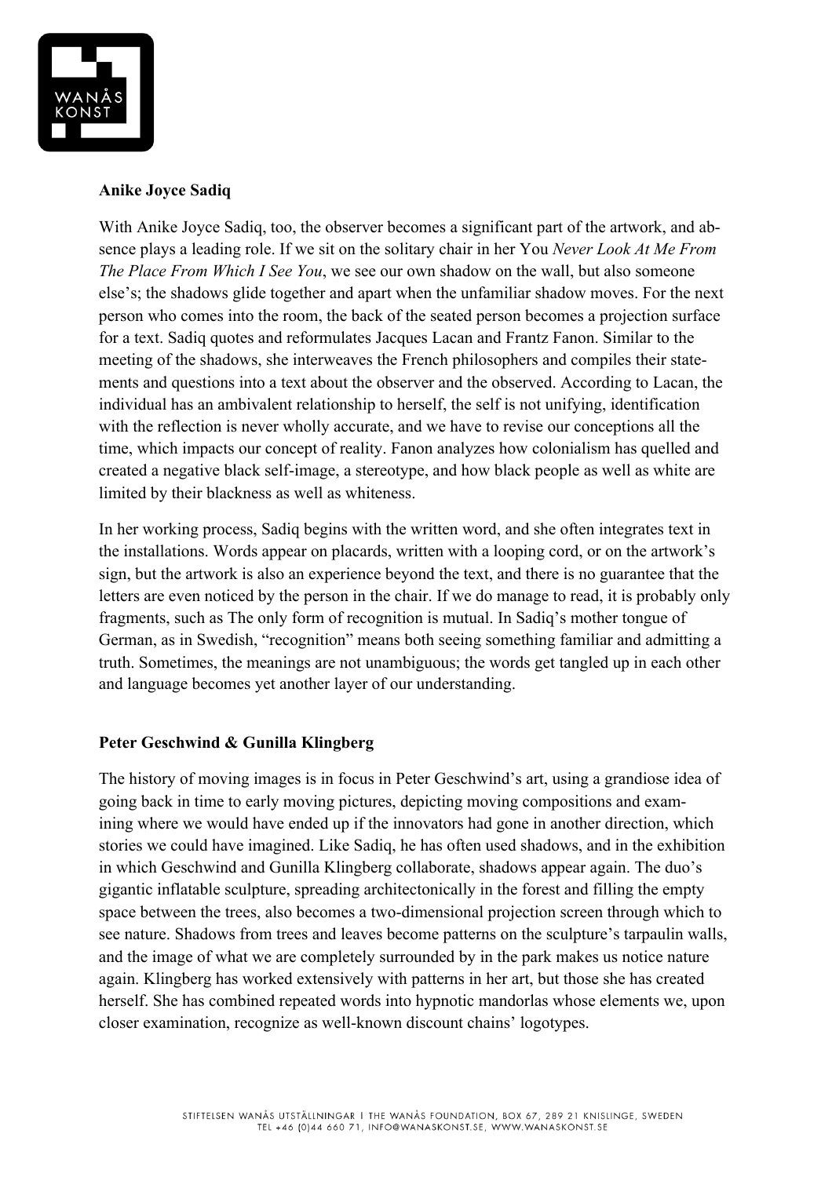**Anike Joyce Sadiq**

With Anike Joyce Sadiq, too, the observer becomes a significant part of the artwork, and absence plays a leading role. If we sit on the solitary chair in her You *Never Look At Me From The Place From Which I See You*, we see our own shadow on the wall, but also someone else's; the shadows glide together and apart when the unfamiliar shadow moves. For the next person who comes into the room, the back of the seated person becomes a projection surface for a text. Sadiq quotes and reformulates Jacques Lacan and Frantz Fanon. Similar to the meeting of the shadows, she interweaves the French philosophers and compiles their statements and questions into a text about the observer and the observed. According to Lacan, the individual has an ambivalent relationship to herself, the self is not unifying, identification with the reflection is never wholly accurate, and we have to revise our conceptions all the time, which impacts our concept of reality. Fanon analyzes how colonialism has quelled and created a negative black self-image, a stereotype, and how black people as well as white are limited by their blackness as well as whiteness.

In her working process, Sadiq begins with the written word, and she often integrates text in the installations. Words appear on placards, written with a looping cord, or on the artwork's sign, but the artwork is also an experience beyond the text, and there is no guarantee that the letters are even noticed by the person in the chair. If we do manage to read, it is probably only fragments, such as The only form of recognition is mutual. In Sadiq's mother tongue of German, as in Swedish, "recognition" means both seeing something familiar and admitting a truth. Sometimes, the meanings are not unambiguous; the words get tangled up in each other and language becomes yet another layer of our understanding.

**Peter Geschwind & Gunilla Klingberg**

The history of moving images is in focus in Peter Geschwind's art, using a grandiose idea of going back in time to early moving pictures, depicting moving compositions and examining where we would have ended up if the innovators had gone in another direction, which stories we could have imagined. Like Sadiq, he has often used shadows, and in the exhibition in which Geschwind and Gunilla Klingberg collaborate, shadows appear again. The duo's gigantic inflatable sculpture, spreading architectonically in the forest and filling the empty space between the trees, also becomes a two-dimensional projection screen through which to see nature. Shadows from trees and leaves become patterns on the sculpture's tarpaulin walls, and the image of what we are completely surrounded by in the park makes us notice nature again. Klingberg has worked extensively with patterns in her art, but those she has created herself. She has combined repeated words into hypnotic mandorlas whose elements we, upon closer examination, recognize as well-known discount chains' logotypes.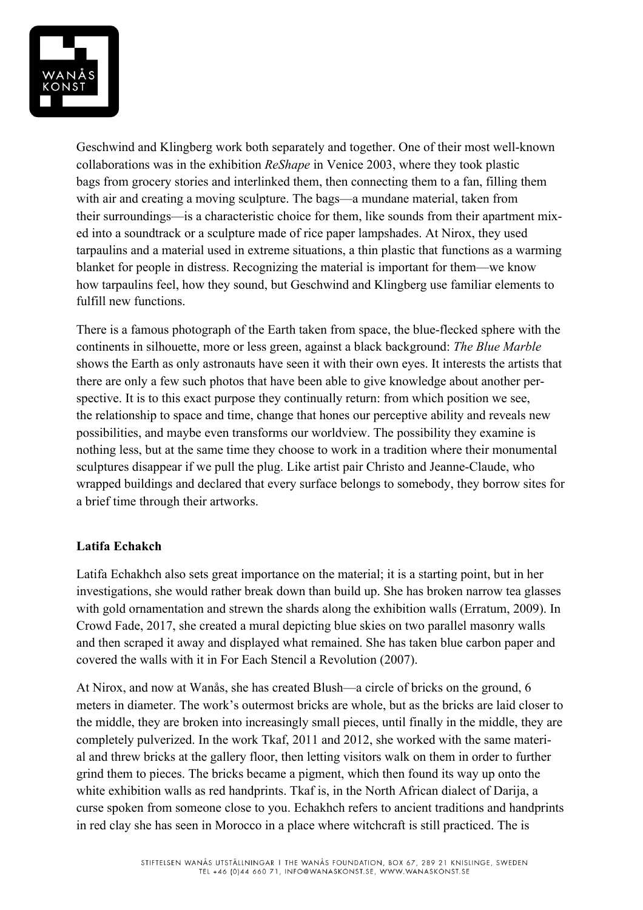Geschwind and Klingberg work both separately and together. One of their most well-known collaborations was in the exhibition *ReShape* in Venice 2003, where they took plastic bags from grocery stories and interlinked them, then connecting them to a fan, filling them with air and creating a moving sculpture. The bags—a mundane material, taken from their surroundings—is a characteristic choice for them, like sounds from their apartment mixed into a soundtrack or a sculpture made of rice paper lampshades. At Nirox, they used tarpaulins and a material used in extreme situations, a thin plastic that functions as a warming blanket for people in distress. Recognizing the material is important for them—we know how tarpaulins feel, how they sound, but Geschwind and Klingberg use familiar elements to fulfill new functions.

There is a famous photograph of the Earth taken from space, the blue-flecked sphere with the continents in silhouette, more or less green, against a black background: *The Blue Marble* shows the Earth as only astronauts have seen it with their own eyes. It interests the artists that there are only a few such photos that have been able to give knowledge about another perspective. It is to this exact purpose they continually return: from which position we see, the relationship to space and time, change that hones our perceptive ability and reveals new possibilities, and maybe even transforms our worldview. The possibility they examine is nothing less, but at the same time they choose to work in a tradition where their monumental sculptures disappear if we pull the plug. Like artist pair Christo and Jeanne-Claude, who wrapped buildings and declared that every surface belongs to somebody, they borrow sites for a brief time through their artworks.

**Latifa Echakch**

Latifa Echakhch also sets great importance on the material; it is a starting point, but in her investigations, she would rather break down than build up. She has broken narrow tea glasses with gold ornamentation and strewn the shards along the exhibition walls (Erratum, 2009). In Crowd Fade, 2017, she created a mural depicting blue skies on two parallel masonry walls and then scraped it away and displayed what remained. She has taken blue carbon paper and covered the walls with it in For Each Stencil a Revolution (2007).

At Nirox, and now at Wanås, she has created Blush—a circle of bricks on the ground, 6 meters in diameter. The work's outermost bricks are whole, but as the bricks are laid closer to the middle, they are broken into increasingly small pieces, until finally in the middle, they are completely pulverized. In the work Tkaf, 2011 and 2012, she worked with the same material and threw bricks at the gallery floor, then letting visitors walk on them in order to further grind them to pieces. The bricks became a pigment, which then found its way up onto the white exhibition walls as red handprints. Tkaf is, in the North African dialect of Darija, a curse spoken from someone close to you. Echakhch refers to ancient traditions and handprints in red clay she has seen in Morocco in a place where witchcraft is still practiced. The is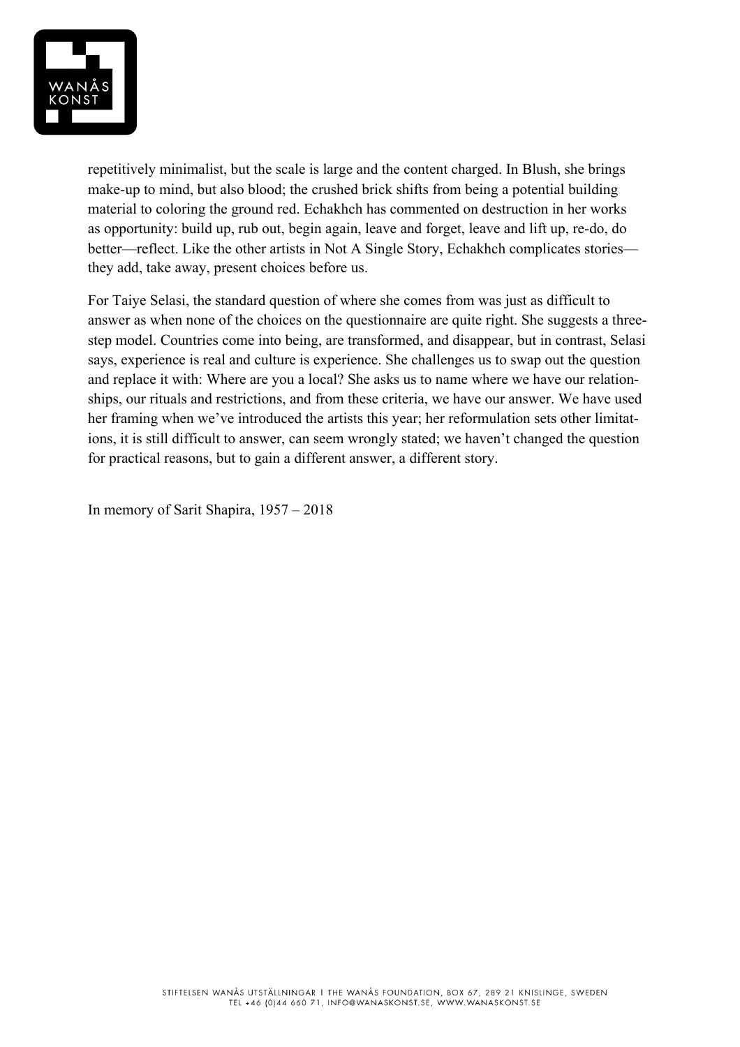repetitively minimalist, but the scale is large and the content charged. In Blush, she brings make-up to mind, but also blood; the crushed brick shifts from being a potential building material to coloring the ground red. Echakhch has commented on destruction in her works as opportunity: build up, rub out, begin again, leave and forget, leave and lift up, re-do, do better—reflect. Like the other artists in Not A Single Story, Echakhch complicates stories—they add, take away, present choices before us.

For Taiye Selasi, the standard question of where she comes from was just as difficult to answer as when none of the choices on the questionnaire are quite right. She suggests a three-step model. Countries come into being, are transformed, and disappear, but in contrast, Selasi says, experience is real and culture is experience. She challenges us to swap out the question and replace it with: Where are you a local? She asks us to name where we have our relationships, our rituals and restrictions, and from these criteria, we have our answer. We have used her framing when we've introduced the artists this year; her reformulation sets other limitations, it is still difficult to answer, can seem wrongly stated; we haven't changed the question for practical reasons, but to gain a different answer, a different story.

In memory of Sarit Shapira, 1957 – 2018